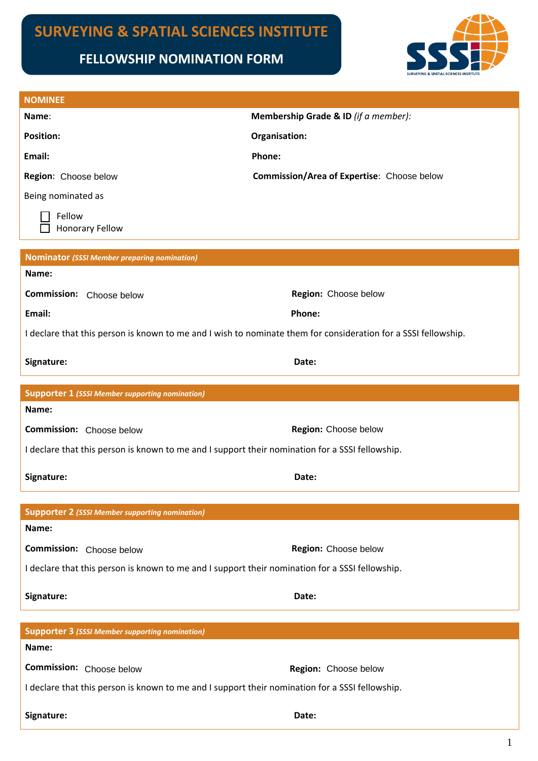# SURVEYING & SPATIAL SCIENCES INSTITUTE

## FELLOWSHIP NOMINATION FORM

### NOMINEE

**Name**:

**Membership Grade & ID** *(if a member)*:

**Position:**

**Organisation:**

**Email:**

**Phone:**

**Region**: Choose below

**Commission/Area of Expertise**: Choose below

Being nominated as

- ☐ Fellow
- ☐ Honorary Fellow

### Nominator *(SSSI Member preparing nomination)*

**Name:**

**Commission:** Choose below

**Region:** Choose below

**Email:**

**Phone:**

I declare that this person is known to me and I wish to nominate them for consideration for a SSSI fellowship.

**Signature:**

**Date:**

### Supporter 1 *(SSSI Member supporting nomination)*

**Name:**

**Commission:** Choose below

**Region:** Choose below

I declare that this person is known to me and I support their nomination for a SSSI fellowship.

**Signature:**

**Date:**

### Supporter 2 *(SSSI Member supporting nomination)*

**Name:**

**Commission:** Choose below

**Region:** Choose below

I declare that this person is known to me and I support their nomination for a SSSI fellowship.

**Signature:**

**Date:**

### Supporter 3 *(SSSI Member supporting nomination)*

**Name:**

**Commission:** Choose below

**Region:** Choose below

I declare that this person is known to me and I support their nomination for a SSSI fellowship.

**Signature:**

**Date:**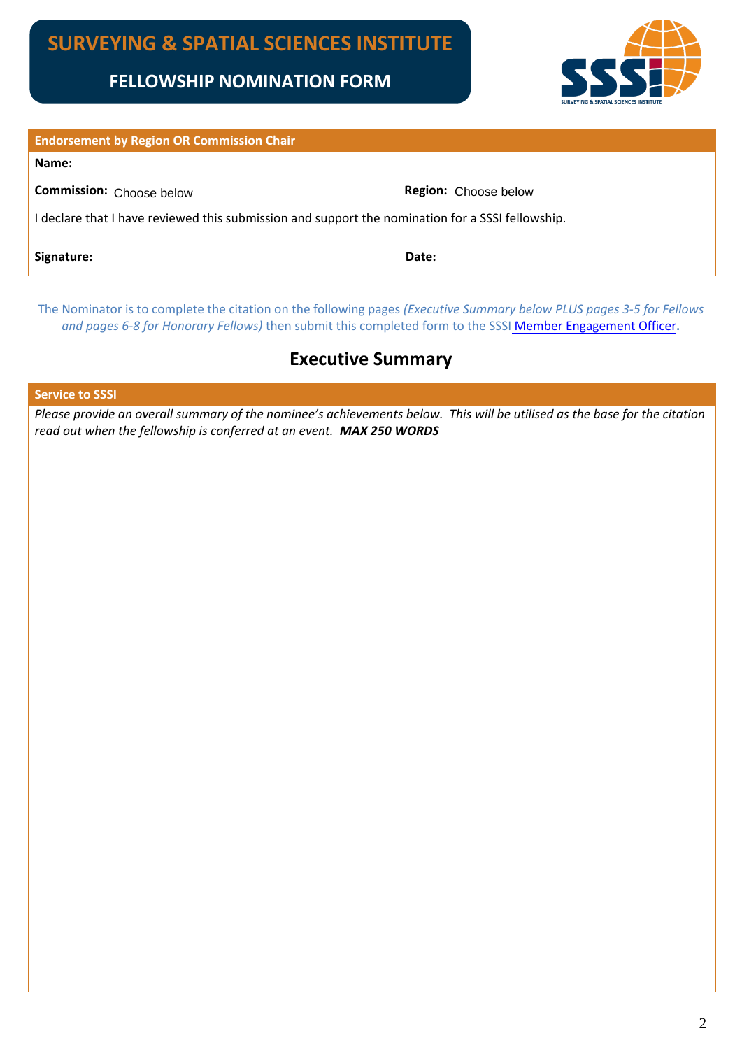# SURVEYING & SPATIAL SCIENCES INSTITUTE

## FELLOWSHIP NOMINATION FORM

| Endorsement by Region OR Commission Chair | |
|---|---|
| **Name:** | |
| **Commission:** Choose below | **Region:** Choose below |
| I declare that I have reviewed this submission and support the nomination for a SSSI fellowship. | |
| **Signature:** | **Date:** |

The Nominator is to complete the citation on the following pages *(Executive Summary below PLUS pages 3-5 for Fellows and pages 6-8 for Honorary Fellows)* then submit this completed form to the SSSI [Member Engagement Officer](#).

## Executive Summary

| Service to SSSI |
|---|
| *Please provide an overall summary of the nominee's achievements below. This will be utilised as the base for the citation read out when the fellowship is conferred at an event.* ***MAX 250 WORDS*** |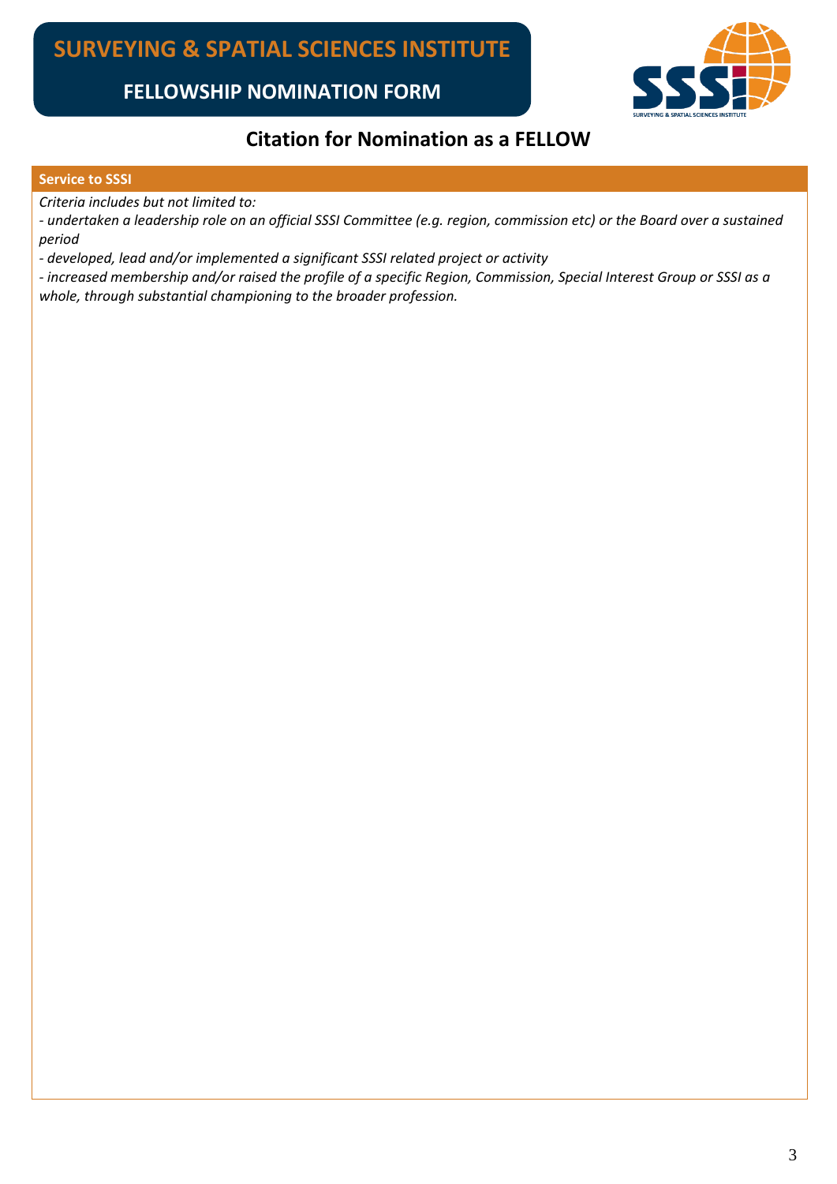# SURVEYING & SPATIAL SCIENCES INSTITUTE

## FELLOWSHIP NOMINATION FORM

## Citation for Nomination as a FELLOW

**Service to SSSI**

*Criteria includes but not limited to:*

*- undertaken a leadership role on an official SSSI Committee (e.g. region, commission etc) or the Board over a sustained period*

*- developed, lead and/or implemented a significant SSSI related project or activity*

*- increased membership and/or raised the profile of a specific Region, Commission, Special Interest Group or SSSI as a whole, through substantial championing to the broader profession.*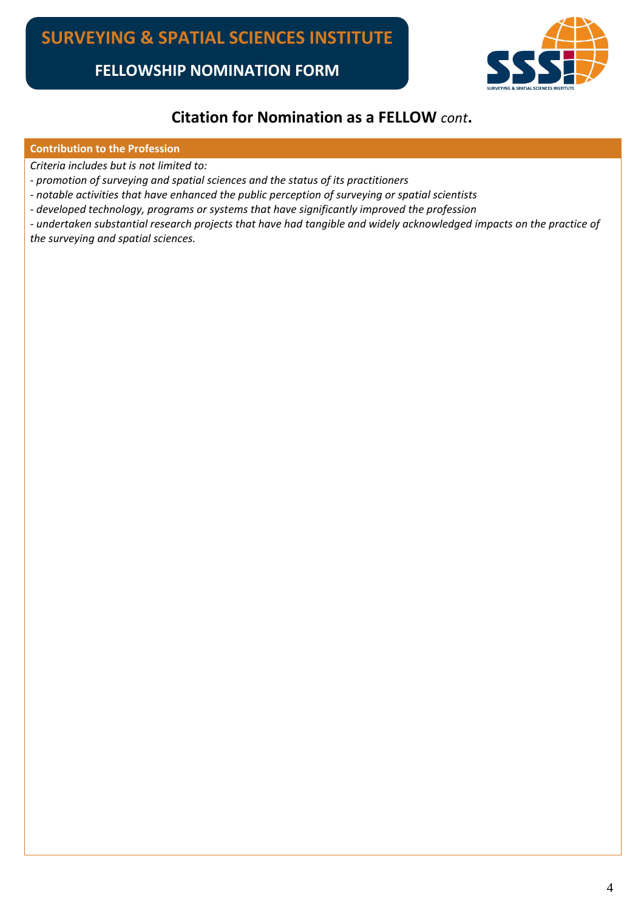# SURVEYING & SPATIAL SCIENCES INSTITUTE

## FELLOWSHIP NOMINATION FORM

## Citation for Nomination as a FELLOW *cont*.

**Contribution to the Profession**

*Criteria includes but is not limited to:*

*- promotion of surveying and spatial sciences and the status of its practitioners*

*- notable activities that have enhanced the public perception of surveying or spatial scientists*

*- developed technology, programs or systems that have significantly improved the profession*

*- undertaken substantial research projects that have had tangible and widely acknowledged impacts on the practice of the surveying and spatial sciences.*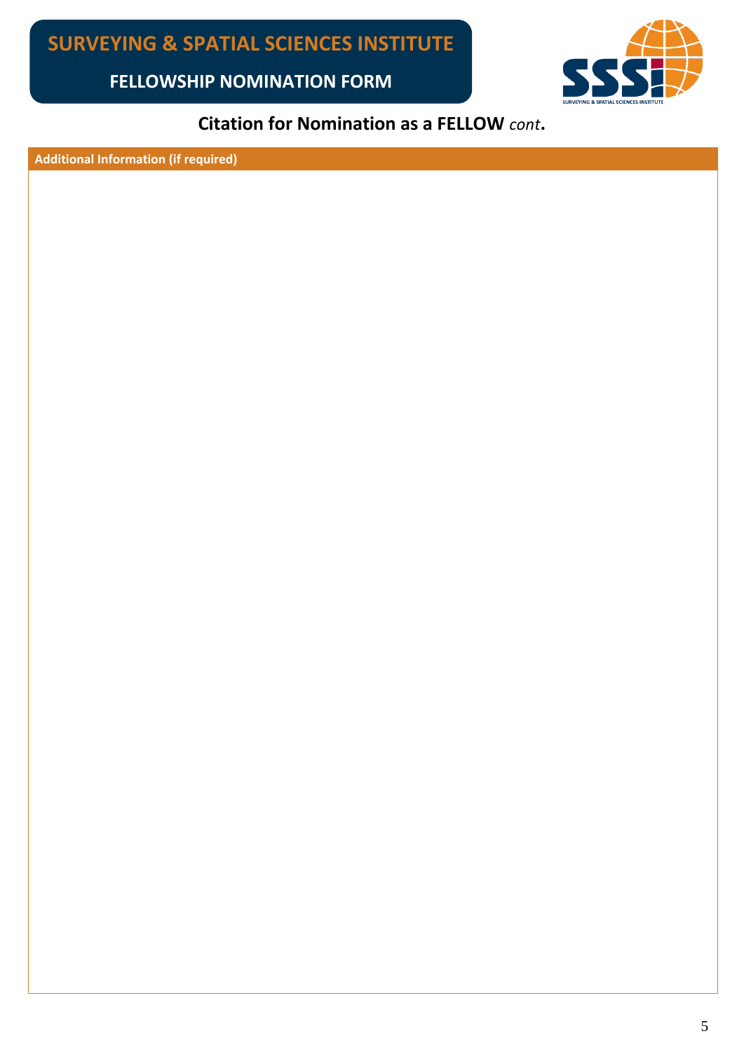# SURVEYING & SPATIAL SCIENCES INSTITUTE

## FELLOWSHIP NOMINATION FORM

### Citation for Nomination as a FELLOW *cont*.

| Additional Information (if required) |
| --- |
| |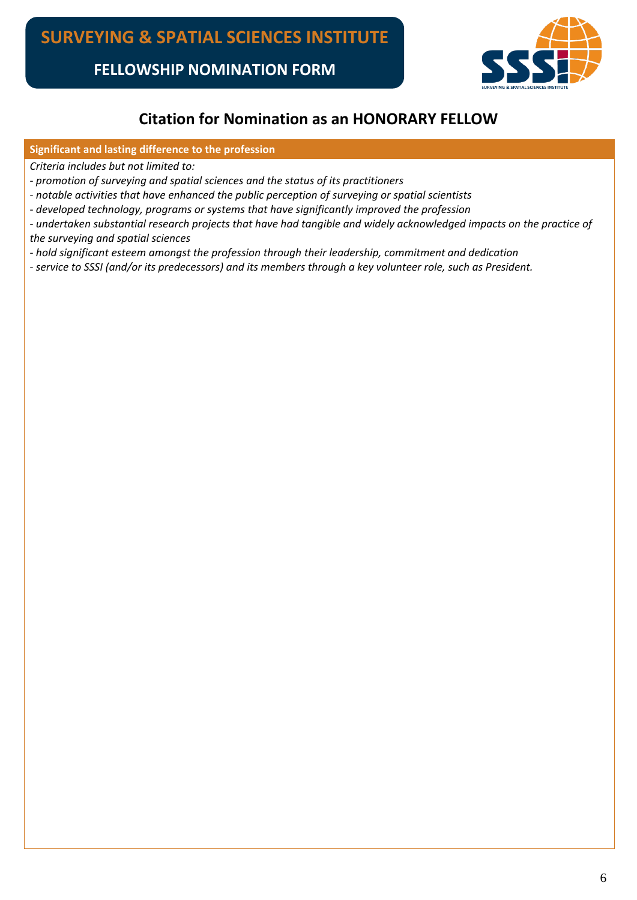# SURVEYING & SPATIAL SCIENCES INSTITUTE

## FELLOWSHIP NOMINATION FORM

## Citation for Nomination as an HONORARY FELLOW

**Significant and lasting difference to the profession**

*Criteria includes but not limited to:*

*- promotion of surveying and spatial sciences and the status of its practitioners*

*- notable activities that have enhanced the public perception of surveying or spatial scientists*

*- developed technology, programs or systems that have significantly improved the profession*

*- undertaken substantial research projects that have had tangible and widely acknowledged impacts on the practice of the surveying and spatial sciences*

*- hold significant esteem amongst the profession through their leadership, commitment and dedication*

*- service to SSSI (and/or its predecessors) and its members through a key volunteer role, such as President.*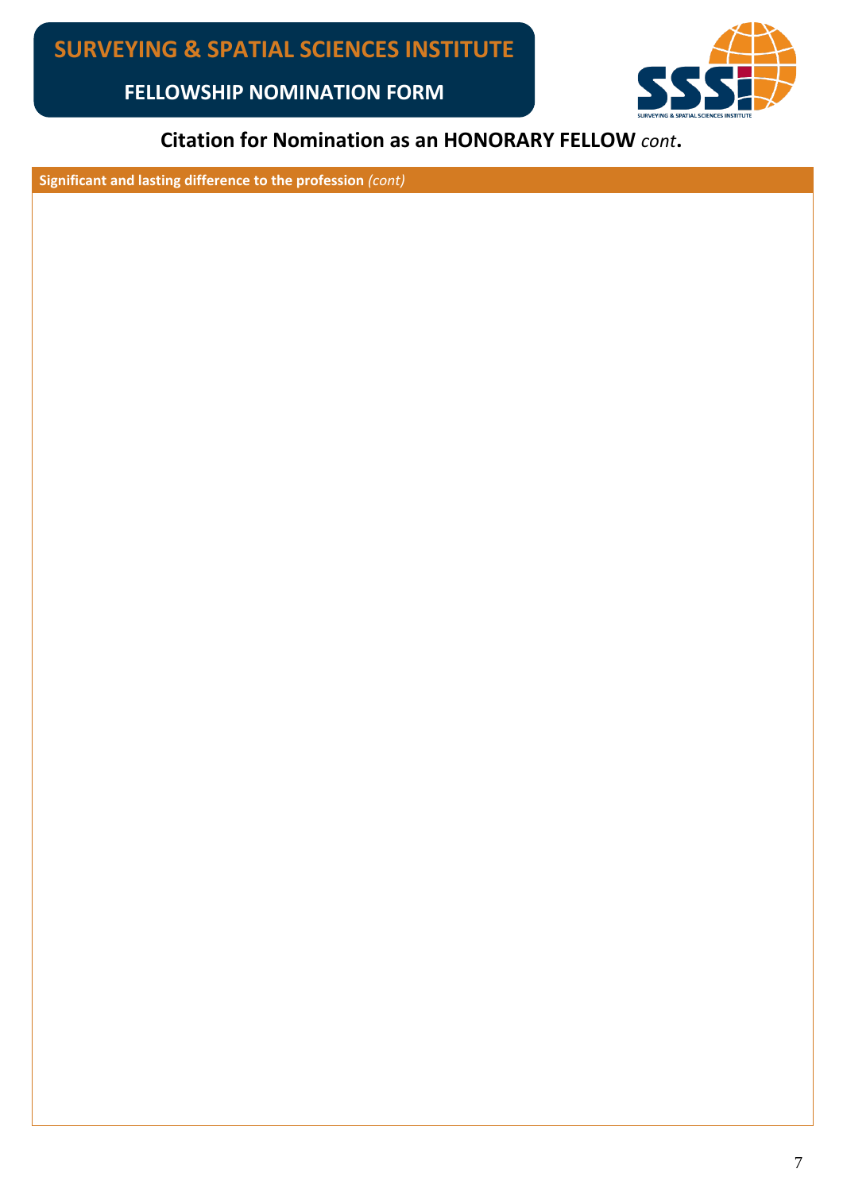# SURVEYING & SPATIAL SCIENCES INSTITUTE

## FELLOWSHIP NOMINATION FORM

### Citation for Nomination as an HONORARY FELLOW *cont*.

| **Significant and lasting difference to the profession** *(cont)* |
|---|
| |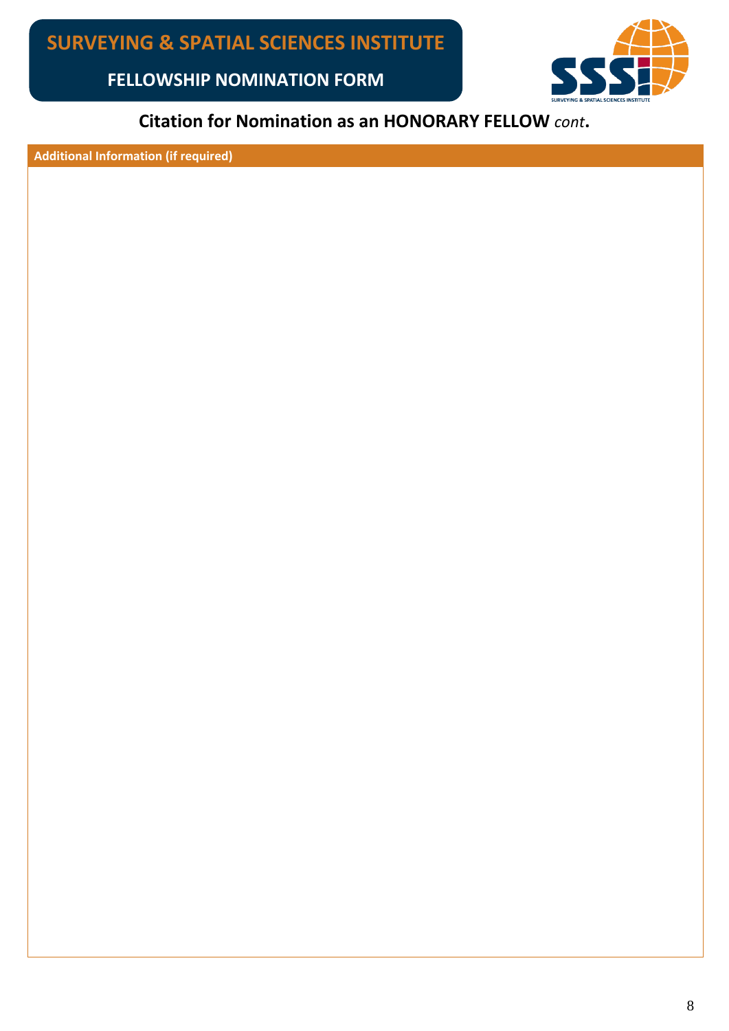# SURVEYING & SPATIAL SCIENCES INSTITUTE

## FELLOWSHIP NOMINATION FORM

### Citation for Nomination as an HONORARY FELLOW *cont*.

| **Additional Information (if required)** |
| --- |
| |